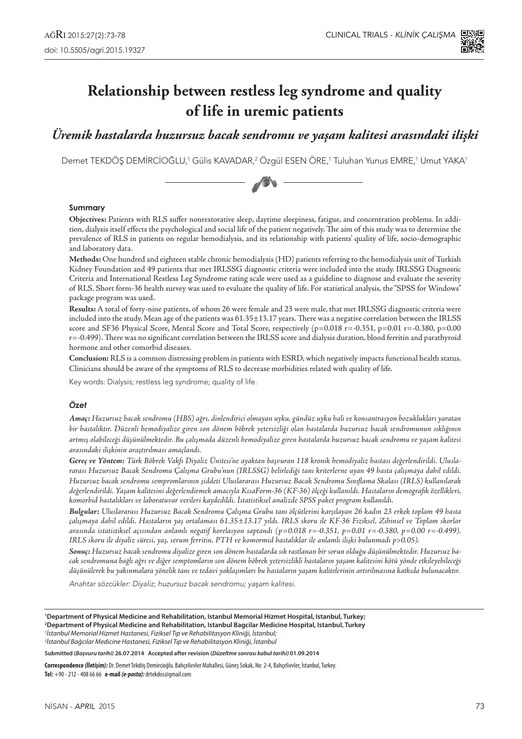# Relationship between restless leg syndrome and quality of life in uremic patients

## *Üremik hastalarda huzursuz bacak sendromu ve yaşam kalitesi arasındaki ilişki*

Demet TEKDÖŞ DEMİRCİOĞLU,[1] Gülis KAVADAR,[2] Özgül ESEN ÖRE,[1] Tuluhan Yunus EMRE,[1] Umut YAKA[1]

### Summary

**Objectives:** Patients with RLS suffer nonrestorative sleep, daytime sleepiness, fatigue, and concentration problems. In addition, dialysis itself effects the psychological and social life of the patient negatively. The aim of this study was to determine the prevalence of RLS in patients on regular hemodialysis, and its relationship with patients' quality of life, socio-demographic and laboratory data.

**Methods:** One hundred and eighteen stable chronic hemodialysis (HD) patients referring to the hemodialysis unit of Turkish Kidney Foundation and 49 patients that met IRLSSG diagnostic criteria were included into the study. IRLSSG Diagnostic Criteria and International Restless Leg Syndrome rating scale were used as a guideline to diagnose and evaluate the severity of RLS. Short form-36 health survey was used to evaluate the quality of life. For statistical analysis, the "SPSS for Windows" package program was used.

**Results:** A total of forty-nine patients, of whom 26 were female and 23 were male, that met IRLSSG diagnostic criteria were included into the study. Mean age of the patients was 61.35±13.17 years. There was a negative correlation between the IRLSS score and SF36 Physical Score, Mental Score and Total Score, respectively (p=0.018 r=-0.351, p=0.01 r=-0.380, p=0.00 r=-0.499). There was no significant correlation between the IRLSS score and dialysis duration, blood ferritin and parathyroid hormone and other comorbid diseases.

**Conclusion:** RLS is a common distressing problem in patients with ESRD, which negatively impacts functional health status. Clinicians should be aware of the symptoms of RLS to decrease morbidities related with quality of life.

Key words: Dialysis; restless leg syndrome; quality of life.

### *Özet*

***Amaç:*** *Huzursuz bacak sendromu (HBS) ağrı, dinlendirici olmayan uyku, gündüz uyku hali ve konsantrasyon bozuklukları yaratan bir hastalıktır. Düzenli hemodiyalize giren son dönem böbrek yetersizliği olan hastalarda huzursuz bacak sendromunun sıklığının artmış olabileceği düşünülmektedir. Bu çalışmada düzenli hemodiyalize giren hastalarda huzursuz bacak sendromu ve yaşam kalitesi arasındaki ilişkinin araştırılması amaçlandı.*

***Gereç ve Yöntem:*** *Türk Böbrek Vakfı Diyaliz Ünitesi'ne ayaktan başvuran 118 kronik hemodiyaliz hastası değerlendirildi. Uluslararası Huzursuz Bacak Sendromu Çalışma Grubu'nun (IRLSSG) belirlediği tanı kriterlerne uyan 49 hasta çalışmaya dahil edildi. Huzursuz bacak sendromu semptomlarının şiddeti Uluslararası Huzursuz Bacak Sendromu Sınıflama Skalası (IRLS) kullanılarak değerlendirildi. Yaşam kalitesini değerlendirmek amacıyla KısaForm-36 (KF-36) ölçeği kullanıldı. Hastaların demografik özellikleri, komorbid hastalıkları ve laboratuvar verileri kaydedildi. İstatistiksel analizde SPSS paket program kullanıldı.*

***Bulgular:*** *Uluslararası Huzursuz Bacak Sendromu Çalışma Grubu tanı ölçütlerini karşılayan 26 kadın 23 erkek toplam 49 hasta çalışmaya dahil edildi. Hastaların yaş ortalaması 61.35±13.17 yıldı. IRLS skoru ile KF-36 Fiziksel, Zihinsel ve Toplam skorlar arasında istatistiksel açısından anlamlı negatif korelasyon saptandı (p=0.018 r=-0.351, p=0.01 r=-0.380, p=0.00 r=-0.499). IRLS skoru ile diyaliz süresi, yaş, serum ferritin, PTH ve komormid hastalıklar ile anlamlı ilişki bulunmadı p>0.05).*

***Sonuç:*** *Huzursuz bacak sendromu diyalize giren son dönem hastalarda sık rastlanan bir sorun olduğu düşünülmektedir. Huzursuz bacak sendromuna bağlı ağrı ve diğer semptomların son dönem böbrek yetersizlikli hastaların yaşam kalitesini kötü yönde etkileyebileceği düşünülerek bu yakınmalara yönelik tanı ve tedavi yaklaşımları bu hastaların yaşam kalitelerinin artırılmasına katkıda bulunacaktır.*

*Anahtar sözcükler: Diyaliz; huzursuz bacak sendromu; yaşam kalitesi.*

---

**[1]Department of Physical Medicine and Rehabilitation, Istanbul Memorial Hizmet Hospital, Istanbul, Turkey;**
**[2]Department of Physical Medicine and Rehabilitation, Istanbul Bagcilar Medicine Hospital, Istanbul, Turkey**
*[1]İstanbul Memorial Hizmet Hastanesi, Fiziksel Tıp ve Rehabilitasyon Kliniği, İstanbul;*
*[2]İstanbul Bağcılar Medicine Hastanesi, Fiziksel Tıp ve Rehabilitasyon Kliniği, İstanbul*

**Submitted (*Başvuru tarihi*) 26.07.2014 Accepted after revision (*Düzeltme sonrası kabul tarihi*) 01.09.2014**

**Correspondence (*İletişim*):** Dr. Demet Tekdöş Demircioğlu. Bahçelievler Mahallesi, Güneş Sokak, No: 2-4, Bahçelievler, İstanbul, Turkey.
**Tel:** +90 - 212 - 408 66 66 **e-mail (*e-posta*):** drtekdos@gmail.com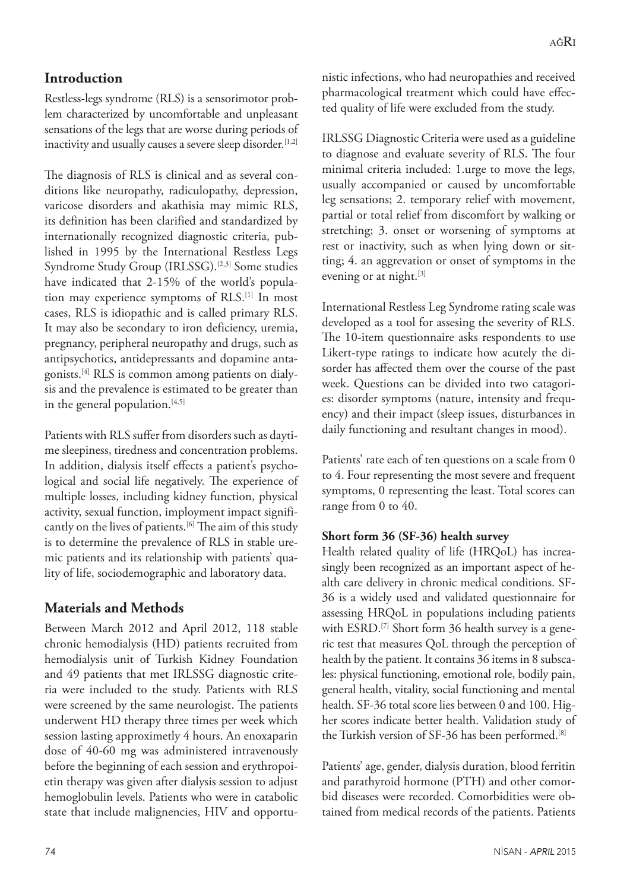## Introduction

Restless-legs syndrome (RLS) is a sensorimotor problem characterized by uncomfortable and unpleasant sensations of the legs that are worse during periods of inactivity and usually causes a severe sleep disorder.[1,2]

The diagnosis of RLS is clinical and as several conditions like neuropathy, radiculopathy, depression, varicose disorders and akathisia may mimic RLS, its definition has been clarified and standardized by internationally recognized diagnostic criteria, published in 1995 by the International Restless Legs Syndrome Study Group (IRLSSG).[2,3] Some studies have indicated that 2-15% of the world's population may experience symptoms of RLS.[1] In most cases, RLS is idiopathic and is called primary RLS. It may also be secondary to iron deficiency, uremia, pregnancy, peripheral neuropathy and drugs, such as antipsychotics, antidepressants and dopamine antagonists.[4] RLS is common among patients on dialysis and the prevalence is estimated to be greater than in the general population.[4,5]

Patients with RLS suffer from disorders such as daytime sleepiness, tiredness and concentration problems. In addition, dialysis itself effects a patient's psychological and social life negatively. The experience of multiple losses, including kidney function, physical activity, sexual function, imployment impact significantly on the lives of patients.[6] The aim of this study is to determine the prevalence of RLS in stable uremic patients and its relationship with patients' quality of life, sociodemographic and laboratory data.

## Materials and Methods

Between March 2012 and April 2012, 118 stable chronic hemodialysis (HD) patients recruited from hemodialysis unit of Turkish Kidney Foundation and 49 patients that met IRLSSG diagnostic criteria were included to the study. Patients with RLS were screened by the same neurologist. The patients underwent HD therapy three times per week which session lasting approximetly 4 hours. An enoxaparin dose of 40-60 mg was administered intravenously before the beginning of each session and erythropoietin therapy was given after dialysis session to adjust hemoglobulin levels. Patients who were in catabolic state that include malignencies, HIV and opportunistic infections, who had neuropathies and received pharmacological treatment which could have effected quality of life were excluded from the study.

IRLSSG Diagnostic Criteria were used as a guideline to diagnose and evaluate severity of RLS. The four minimal criteria included: 1.urge to move the legs, usually accompanied or caused by uncomfortable leg sensations; 2. temporary relief with movement, partial or total relief from discomfort by walking or stretching; 3. onset or worsening of symptoms at rest or inactivity, such as when lying down or sitting; 4. an aggrevation or onset of symptoms in the evening or at night.[3]

International Restless Leg Syndrome rating scale was developed as a tool for assesing the severity of RLS. The 10-item questionnaire asks respondents to use Likert-type ratings to indicate how acutely the disorder has affected them over the course of the past week. Questions can be divided into two catagories: disorder symptoms (nature, intensity and frequency) and their impact (sleep issues, disturbances in daily functioning and resultant changes in mood).

Patients' rate each of ten questions on a scale from 0 to 4. Four representing the most severe and frequent symptoms, 0 representing the least. Total scores can range from 0 to 40.

### Short form 36 (SF-36) health survey

Health related quality of life (HRQoL) has increasingly been recognized as an important aspect of health care delivery in chronic medical conditions. SF-36 is a widely used and validated questionnaire for assessing HRQoL in populations including patients with ESRD.[7] Short form 36 health survey is a generic test that measures QoL through the perception of health by the patient. It contains 36 items in 8 subscales: physical functioning, emotional role, bodily pain, general health, vitality, social functioning and mental health. SF-36 total score lies between 0 and 100. Higher scores indicate better health. Validation study of the Turkish version of SF-36 has been performed.[8]

Patients' age, gender, dialysis duration, blood ferritin and parathyroid hormone (PTH) and other comorbid diseases were recorded. Comorbidities were obtained from medical records of the patients. Patients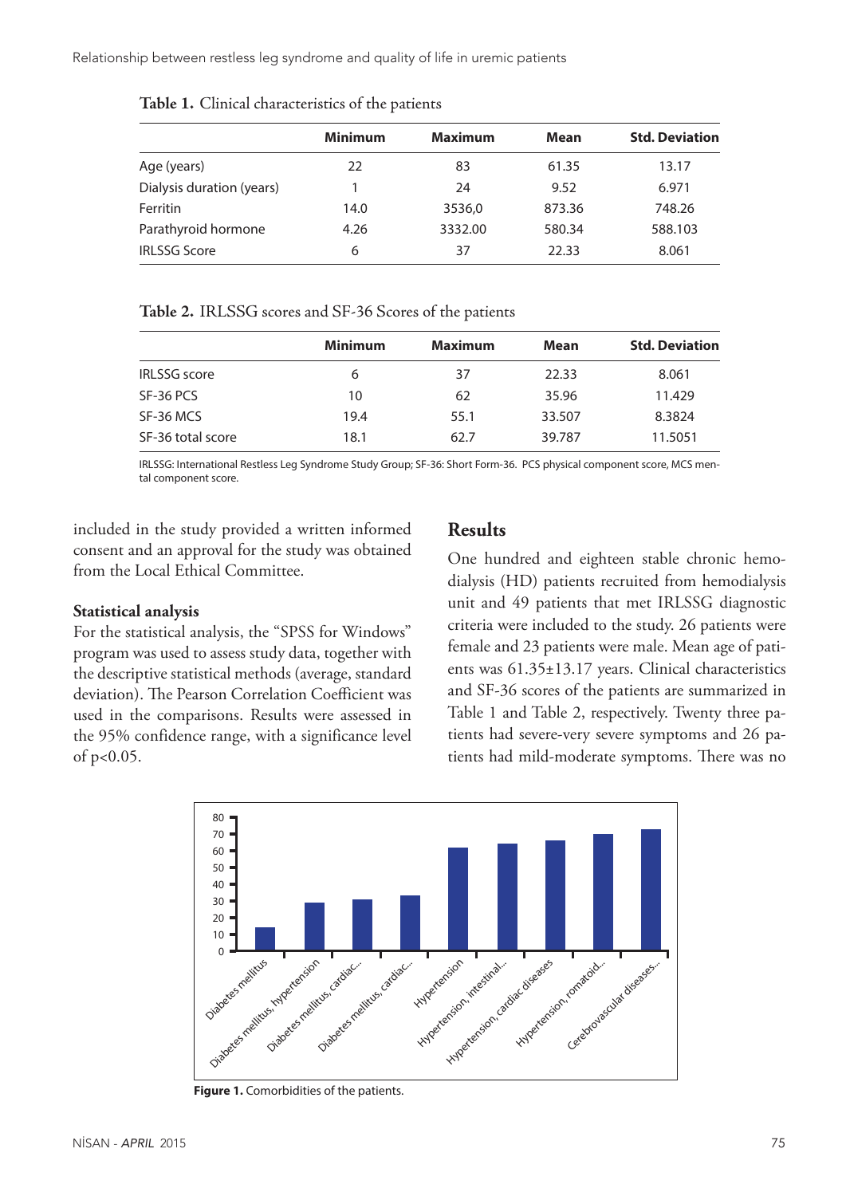**Table 1.** Clinical characteristics of the patients

| | Minimum | Maximum | Mean | Std. Deviation |
|---|---|---|---|---|
| Age (years) | 22 | 83 | 61.35 | 13.17 |
| Dialysis duration (years) | 1 | 24 | 9.52 | 6.971 |
| Ferritin | 14.0 | 3536,0 | 873.36 | 748.26 |
| Parathyroid hormone | 4.26 | 3332.00 | 580.34 | 588.103 |
| IRLSSG Score | 6 | 37 | 22.33 | 8.061 |

**Table 2.** IRLSSG scores and SF-36 Scores of the patients

| | Minimum | Maximum | Mean | Std. Deviation |
|---|---|---|---|---|
| IRLSSG score | 6 | 37 | 22.33 | 8.061 |
| SF-36 PCS | 10 | 62 | 35.96 | 11.429 |
| SF-36 MCS | 19.4 | 55.1 | 33.507 | 8.3824 |
| SF-36 total score | 18.1 | 62.7 | 39.787 | 11.5051 |

IRLSSG: International Restless Leg Syndrome Study Group; SF-36: Short Form-36. PCS physical component score, MCS mental component score.

included in the study provided a written informed consent and an approval for the study was obtained from the Local Ethical Committee.

### Statistical analysis

For the statistical analysis, the "SPSS for Windows" program was used to assess study data, together with the descriptive statistical methods (average, standard deviation). The Pearson Correlation Coefficient was used in the comparisons. Results were assessed in the 95% confidence range, with a significance level of $p<0.05$.

## Results

One hundred and eighteen stable chronic hemodialysis (HD) patients recruited from hemodialysis unit and 49 patients that met IRLSSG diagnostic criteria were included to the study. 26 patients were female and 23 patients were male. Mean age of patients was 61.35±13.17 years. Clinical characteristics and SF-36 scores of the patients are summarized in Table 1 and Table 2, respectively. Twenty three patients had severe-very severe symptoms and 26 patients had mild-moderate symptoms. There was no

**Figure 1.** Comorbidities of the patients.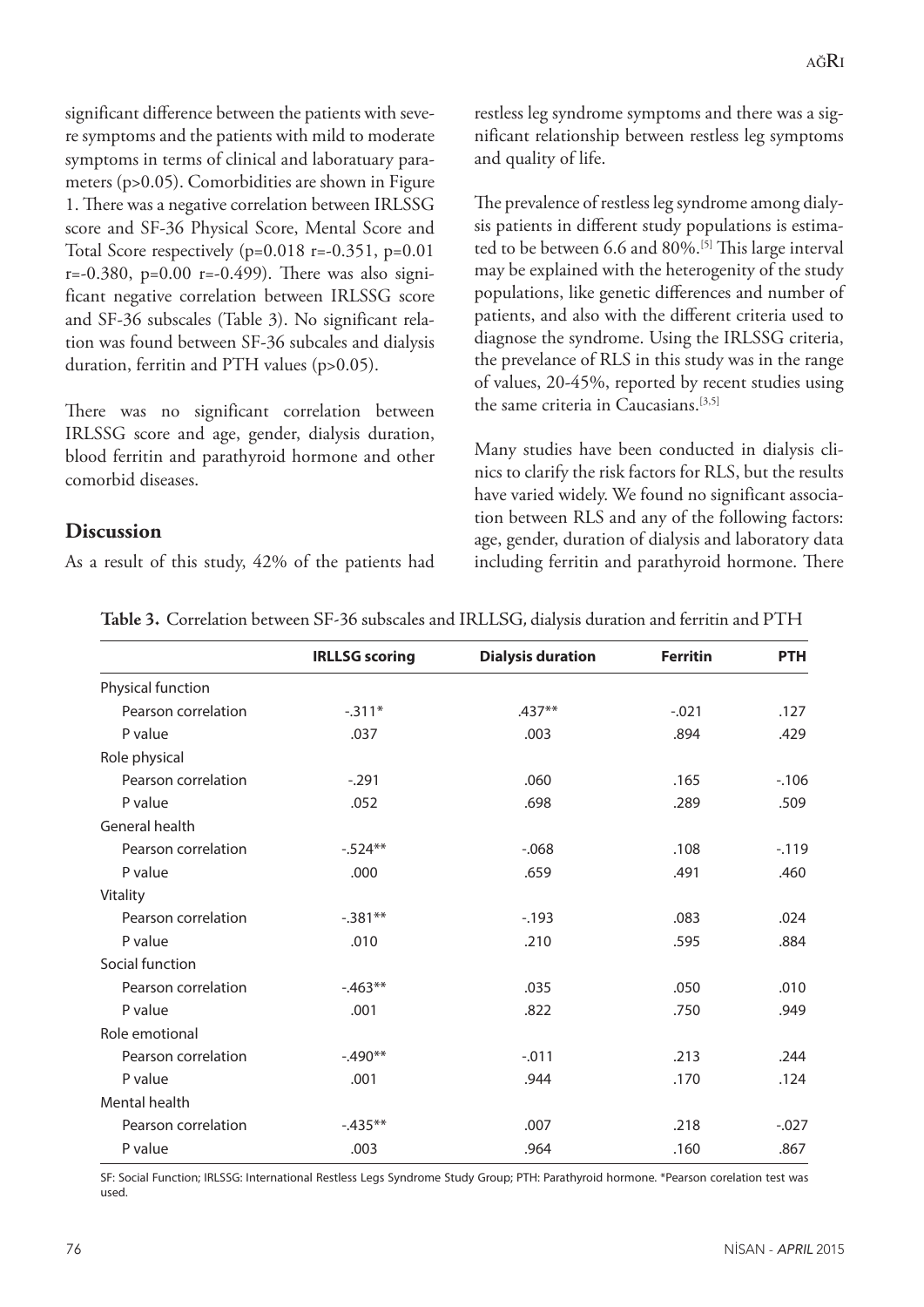significant difference between the patients with severe symptoms and the patients with mild to moderate symptoms in terms of clinical and laboratuary parameters (p>0.05). Comorbidities are shown in Figure 1. There was a negative correlation between IRLSSG score and SF-36 Physical Score, Mental Score and Total Score respectively (p=0.018 r=-0.351, p=0.01 r=-0.380, p=0.00 r=-0.499). There was also significant negative correlation between IRLSSG score and SF-36 subscales (Table 3). No significant relation was found between SF-36 subcales and dialysis duration, ferritin and PTH values (p>0.05).

There was no significant correlation between IRLSSG score and age, gender, dialysis duration, blood ferritin and parathyroid hormone and other comorbid diseases.

## Discussion

As a result of this study, 42% of the patients had restless leg syndrome symptoms and there was a significant relationship between restless leg symptoms and quality of life.

The prevalence of restless leg syndrome among dialysis patients in different study populations is estimated to be between 6.6 and 80%.[5] This large interval may be explained with the heterogenity of the study populations, like genetic differences and number of patients, and also with the different criteria used to diagnose the syndrome. Using the IRLSSG criteria, the prevelance of RLS in this study was in the range of values, 20-45%, reported by recent studies using the same criteria in Caucasians.[3,5]

Many studies have been conducted in dialysis clinics to clarify the risk factors for RLS, but the results have varied widely. We found no significant association between RLS and any of the following factors: age, gender, duration of dialysis and laboratory data including ferritin and parathyroid hormone. There

**Table 3.** Correlation between SF-36 subscales and IRLLSG, dialysis duration and ferritin and PTH

| | IRLLSG scoring | Dialysis duration | Ferritin | PTH |
|---|---|---|---|---|
| Physical function | | | | |
| Pearson correlation | -.311* | .437** | -.021 | .127 |
| P value | .037 | .003 | .894 | .429 |
| Role physical | | | | |
| Pearson correlation | -.291 | .060 | .165 | -.106 |
| P value | .052 | .698 | .289 | .509 |
| General health | | | | |
| Pearson correlation | -.524** | -.068 | .108 | -.119 |
| P value | .000 | .659 | .491 | .460 |
| Vitality | | | | |
| Pearson correlation | -.381** | -.193 | .083 | .024 |
| P value | .010 | .210 | .595 | .884 |
| Social function | | | | |
| Pearson correlation | -.463** | .035 | .050 | .010 |
| P value | .001 | .822 | .750 | .949 |
| Role emotional | | | | |
| Pearson correlation | -.490** | -.011 | .213 | .244 |
| P value | .001 | .944 | .170 | .124 |
| Mental health | | | | |
| Pearson correlation | -.435** | .007 | .218 | -.027 |
| P value | .003 | .964 | .160 | .867 |

SF: Social Function; IRLSSG: International Restless Legs Syndrome Study Group; PTH: Parathyroid hormone. *Pearson corelation test was used.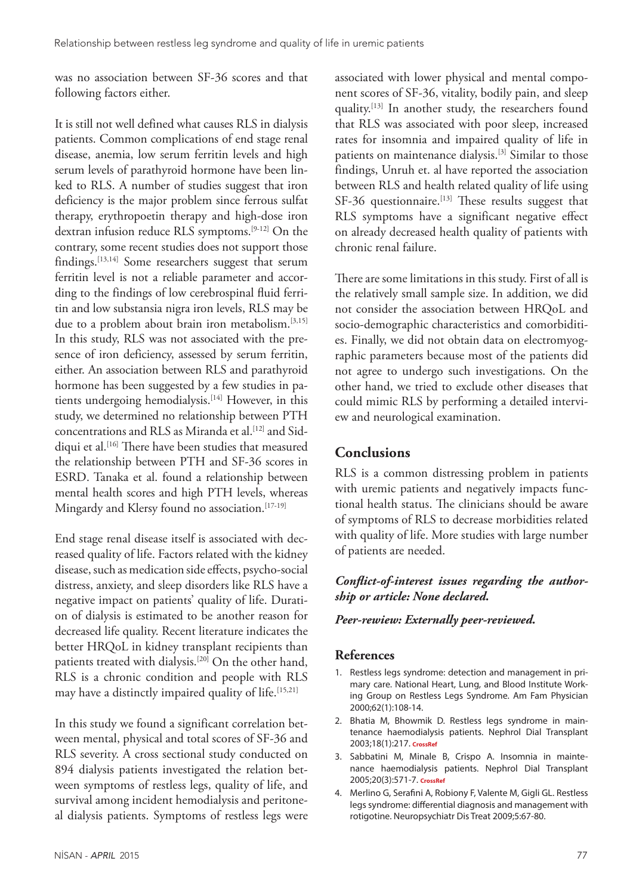was no association between SF-36 scores and that following factors either.

It is still not well defined what causes RLS in dialysis patients. Common complications of end stage renal disease, anemia, low serum ferritin levels and high serum levels of parathyroid hormone have been linked to RLS. A number of studies suggest that iron deficiency is the major problem since ferrous sulfat therapy, erythropoetin therapy and high-dose iron dextran infusion reduce RLS symptoms.[9-12] On the contrary, some recent studies does not support those findings.[13,14] Some researchers suggest that serum ferritin level is not a reliable parameter and according to the findings of low cerebrospinal fluid ferritin and low substansia nigra iron levels, RLS may be due to a problem about brain iron metabolism.[3,15] In this study, RLS was not associated with the presence of iron deficiency, assessed by serum ferritin, either. An association between RLS and parathyroid hormone has been suggested by a few studies in patients undergoing hemodialysis.[14] However, in this study, we determined no relationship between PTH concentrations and RLS as Miranda et al.[12] and Siddiqui et al.[16] There have been studies that measured the relationship between PTH and SF-36 scores in ESRD. Tanaka et al. found a relationship between mental health scores and high PTH levels, whereas Mingardy and Klersy found no association.[17-19]

End stage renal disease itself is associated with decreased quality of life. Factors related with the kidney disease, such as medication side effects, psycho-social distress, anxiety, and sleep disorders like RLS have a negative impact on patients' quality of life. Duration of dialysis is estimated to be another reason for decreased life quality. Recent literature indicates the better HRQoL in kidney transplant recipients than patients treated with dialysis.[20] On the other hand, RLS is a chronic condition and people with RLS may have a distinctly impaired quality of life.[15,21]

In this study we found a significant correlation between mental, physical and total scores of SF-36 and RLS severity. A cross sectional study conducted on 894 dialysis patients investigated the relation between symptoms of restless legs, quality of life, and survival among incident hemodialysis and peritoneal dialysis patients. Symptoms of restless legs were associated with lower physical and mental component scores of SF-36, vitality, bodily pain, and sleep quality.[13] In another study, the researchers found that RLS was associated with poor sleep, increased rates for insomnia and impaired quality of life in patients on maintenance dialysis.[3] Similar to those findings, Unruh et. al have reported the association between RLS and health related quality of life using SF-36 questionnaire.[13] These results suggest that RLS symptoms have a significant negative effect on already decreased health quality of patients with chronic renal failure.

There are some limitations in this study. First of all is the relatively small sample size. In addition, we did not consider the association between HRQoL and socio-demographic characteristics and comorbidities. Finally, we did not obtain data on electromyographic parameters because most of the patients did not agree to undergo such investigations. On the other hand, we tried to exclude other diseases that could mimic RLS by performing a detailed interview and neurological examination.

## Conclusions

RLS is a common distressing problem in patients with uremic patients and negatively impacts functional health status. The clinicians should be aware of symptoms of RLS to decrease morbidities related with quality of life. More studies with large number of patients are needed.

***Conflict-of-interest issues regarding the authorship or article: None declared.***

***Peer-rewiew: Externally peer-reviewed.***

## References

1. Restless legs syndrome: detection and management in primary care. National Heart, Lung, and Blood Institute Working Group on Restless Legs Syndrome. Am Fam Physician 2000;62(1):108-14.
2. Bhatia M, Bhowmik D. Restless legs syndrome in maintenance haemodialysis patients. Nephrol Dial Transplant 2003;18(1):217. CrossRef
3. Sabbatini M, Minale B, Crispo A. Insomnia in maintenance haemodialysis patients. Nephrol Dial Transplant 2005;20(3):571-7. CrossRef
4. Merlino G, Serafini A, Robiony F, Valente M, Gigli GL. Restless legs syndrome: differential diagnosis and management with rotigotine. Neuropsychiatr Dis Treat 2009;5:67-80.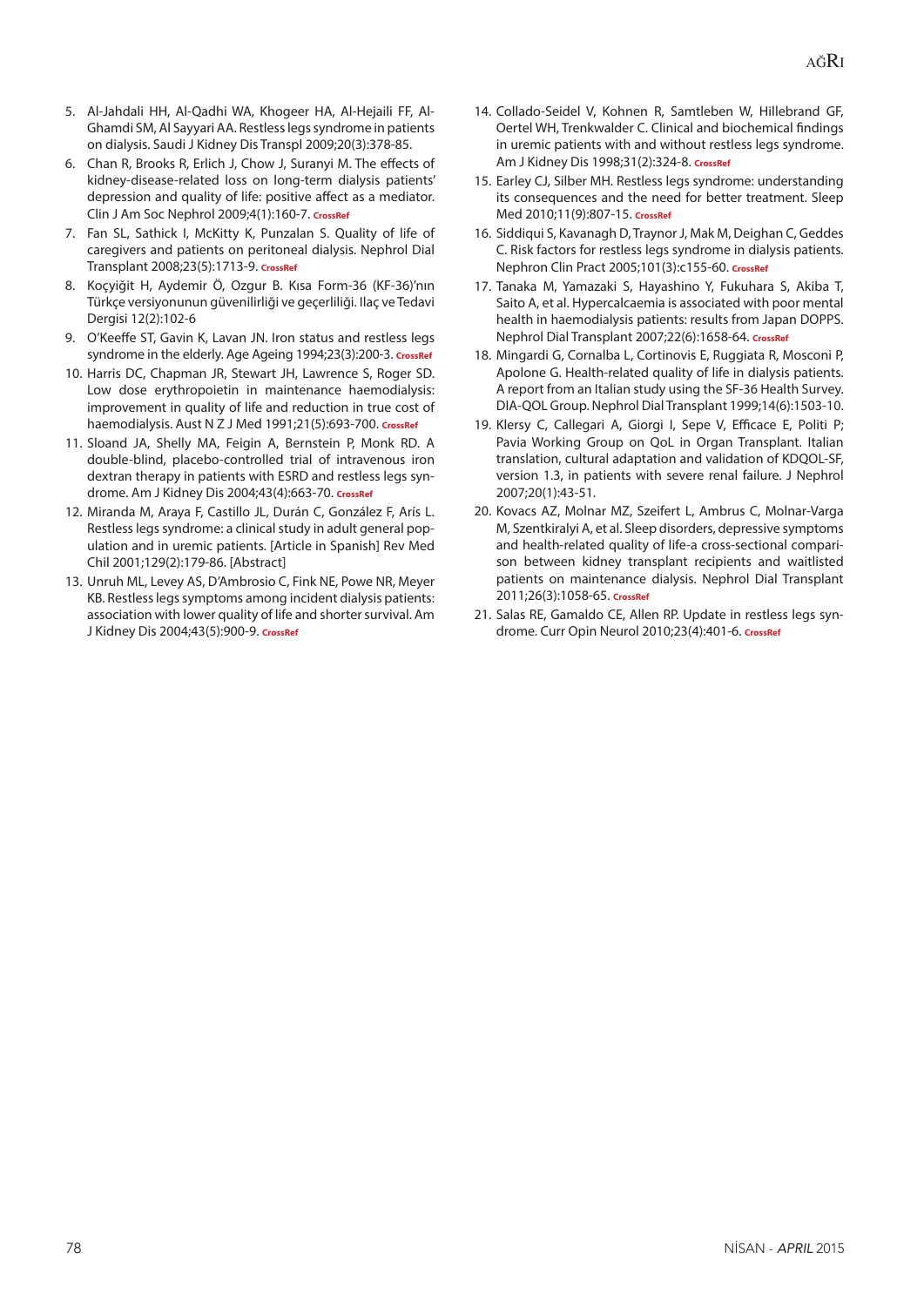5. Al-Jahdali HH, Al-Qadhi WA, Khogeer HA, Al-Hejaili FF, Al-Ghamdi SM, Al Sayyari AA. Restless legs syndrome in patients on dialysis. Saudi J Kidney Dis Transpl 2009;20(3):378-85.
6. Chan R, Brooks R, Erlich J, Chow J, Suranyi M. The effects of kidney-disease-related loss on long-term dialysis patients' depression and quality of life: positive affect as a mediator. Clin J Am Soc Nephrol 2009;4(1):160-7. CrossRef
7. Fan SL, Sathick I, McKitty K, Punzalan S. Quality of life of caregivers and patients on peritoneal dialysis. Nephrol Dial Transplant 2008;23(5):1713-9. CrossRef
8. Koçyiğit H, Aydemir Ö, Ozgur B. Kısa Form-36 (KF-36)'nın Türkçe versiyonunun güvenilirliği ve geçerliliği. Ilaç ve Tedavi Dergisi 12(2):102-6
9. O'Keeffe ST, Gavin K, Lavan JN. Iron status and restless legs syndrome in the elderly. Age Ageing 1994;23(3):200-3. CrossRef
10. Harris DC, Chapman JR, Stewart JH, Lawrence S, Roger SD. Low dose erythropoietin in maintenance haemodialysis: improvement in quality of life and reduction in true cost of haemodialysis. Aust N Z J Med 1991;21(5):693-700. CrossRef
11. Sloand JA, Shelly MA, Feigin A, Bernstein P, Monk RD. A double-blind, placebo-controlled trial of intravenous iron dextran therapy in patients with ESRD and restless legs syndrome. Am J Kidney Dis 2004;43(4):663-70. CrossRef
12. Miranda M, Araya F, Castillo JL, Durán C, González F, Arís L. Restless legs syndrome: a clinical study in adult general population and in uremic patients. [Article in Spanish] Rev Med Chil 2001;129(2):179-86. [Abstract]
13. Unruh ML, Levey AS, D'Ambrosio C, Fink NE, Powe NR, Meyer KB. Restless legs symptoms among incident dialysis patients: association with lower quality of life and shorter survival. Am J Kidney Dis 2004;43(5):900-9. CrossRef
14. Collado-Seidel V, Kohnen R, Samtleben W, Hillebrand GF, Oertel WH, Trenkwalder C. Clinical and biochemical findings in uremic patients with and without restless legs syndrome. Am J Kidney Dis 1998;31(2):324-8. CrossRef
15. Earley CJ, Silber MH. Restless legs syndrome: understanding its consequences and the need for better treatment. Sleep Med 2010;11(9):807-15. CrossRef
16. Siddiqui S, Kavanagh D, Traynor J, Mak M, Deighan C, Geddes C. Risk factors for restless legs syndrome in dialysis patients. Nephron Clin Pract 2005;101(3):c155-60. CrossRef
17. Tanaka M, Yamazaki S, Hayashino Y, Fukuhara S, Akiba T, Saito A, et al. Hypercalcaemia is associated with poor mental health in haemodialysis patients: results from Japan DOPPS. Nephrol Dial Transplant 2007;22(6):1658-64. CrossRef
18. Mingardi G, Cornalba L, Cortinovis E, Ruggiata R, Mosconi P, Apolone G. Health-related quality of life in dialysis patients. A report from an Italian study using the SF-36 Health Survey. DIA-QOL Group. Nephrol Dial Transplant 1999;14(6):1503-10.
19. Klersy C, Callegari A, Giorgi I, Sepe V, Efficace E, Politi P; Pavia Working Group on QoL in Organ Transplant. Italian translation, cultural adaptation and validation of KDQOL-SF, version 1.3, in patients with severe renal failure. J Nephrol 2007;20(1):43-51.
20. Kovacs AZ, Molnar MZ, Szeifert L, Ambrus C, Molnar-Varga M, Szentkiralyi A, et al. Sleep disorders, depressive symptoms and health-related quality of life-a cross-sectional comparison between kidney transplant recipients and waitlisted patients on maintenance dialysis. Nephrol Dial Transplant 2011;26(3):1058-65. CrossRef
21. Salas RE, Gamaldo CE, Allen RP. Update in restless legs syndrome. Curr Opin Neurol 2010;23(4):401-6. CrossRef